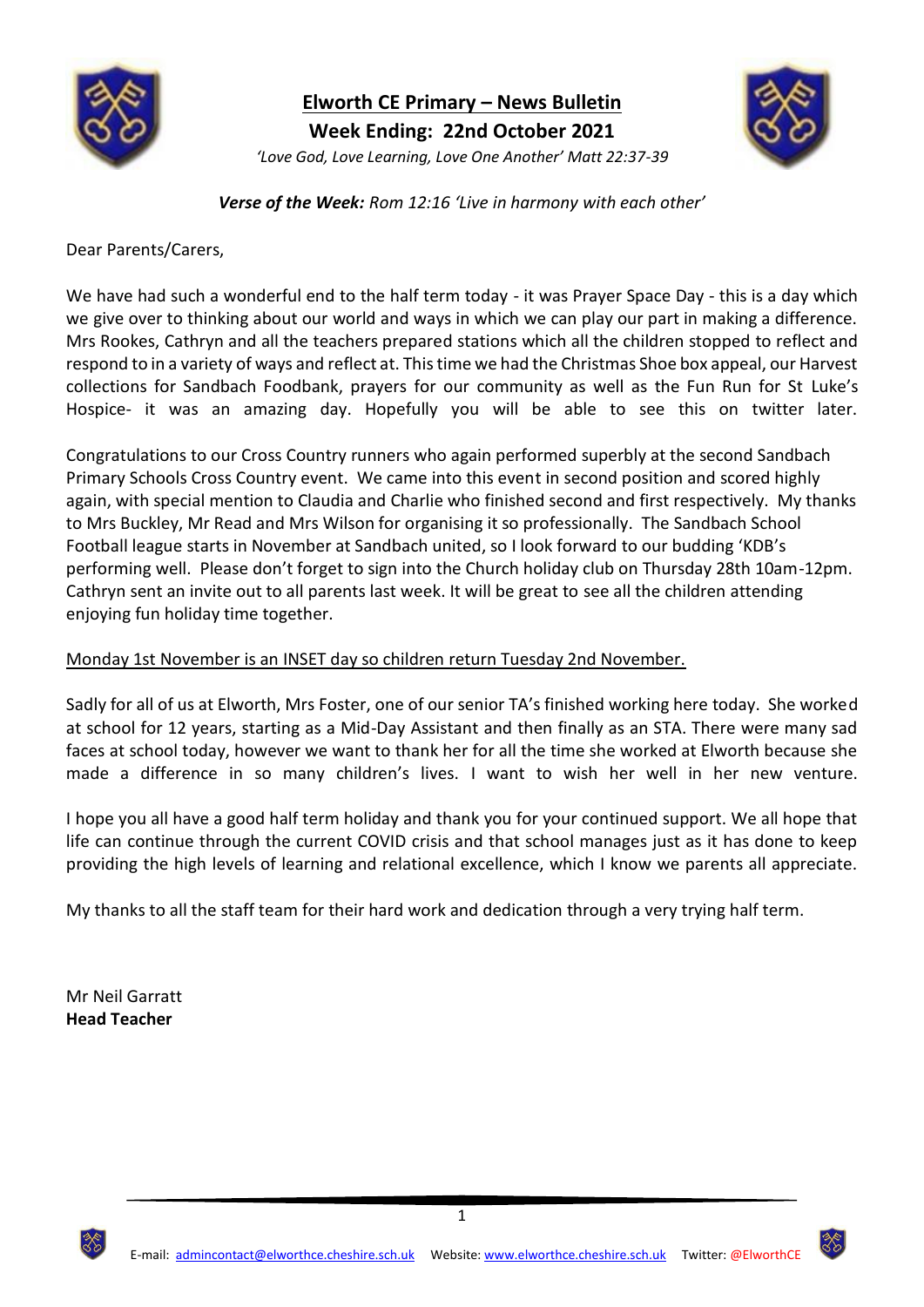# Elworth CE Primary – News Bulletin

**Week Ending: 22nd October 2021**

*'Love God, Love Learning, Love One Another' Matt 22:37-39*

***Verse of the Week:*** *Rom 12:16 'Live in harmony with each other'*

Dear Parents/Carers,

We have had such a wonderful end to the half term today - it was Prayer Space Day - this is a day which we give over to thinking about our world and ways in which we can play our part in making a difference. Mrs Rookes, Cathryn and all the teachers prepared stations which all the children stopped to reflect and respond to in a variety of ways and reflect at. This time we had the Christmas Shoe box appeal, our Harvest collections for Sandbach Foodbank, prayers for our community as well as the Fun Run for St Luke's Hospice- it was an amazing day. Hopefully you will be able to see this on twitter later.

Congratulations to our Cross Country runners who again performed superbly at the second Sandbach Primary Schools Cross Country event. We came into this event in second position and scored highly again, with special mention to Claudia and Charlie who finished second and first respectively. My thanks to Mrs Buckley, Mr Read and Mrs Wilson for organising it so professionally. The Sandbach School Football league starts in November at Sandbach united, so I look forward to our budding 'KDB's performing well. Please don't forget to sign into the Church holiday club on Thursday 28th 10am-12pm. Cathryn sent an invite out to all parents last week. It will be great to see all the children attending enjoying fun holiday time together.

Monday 1st November is an INSET day so children return Tuesday 2nd November.

Sadly for all of us at Elworth, Mrs Foster, one of our senior TA's finished working here today. She worked at school for 12 years, starting as a Mid-Day Assistant and then finally as an STA. There were many sad faces at school today, however we want to thank her for all the time she worked at Elworth because she made a difference in so many children's lives. I want to wish her well in her new venture.

I hope you all have a good half term holiday and thank you for your continued support. We all hope that life can continue through the current COVID crisis and that school manages just as it has done to keep providing the high levels of learning and relational excellence, which I know we parents all appreciate.

My thanks to all the staff team for their hard work and dedication through a very trying half term.

Mr Neil Garratt
**Head Teacher**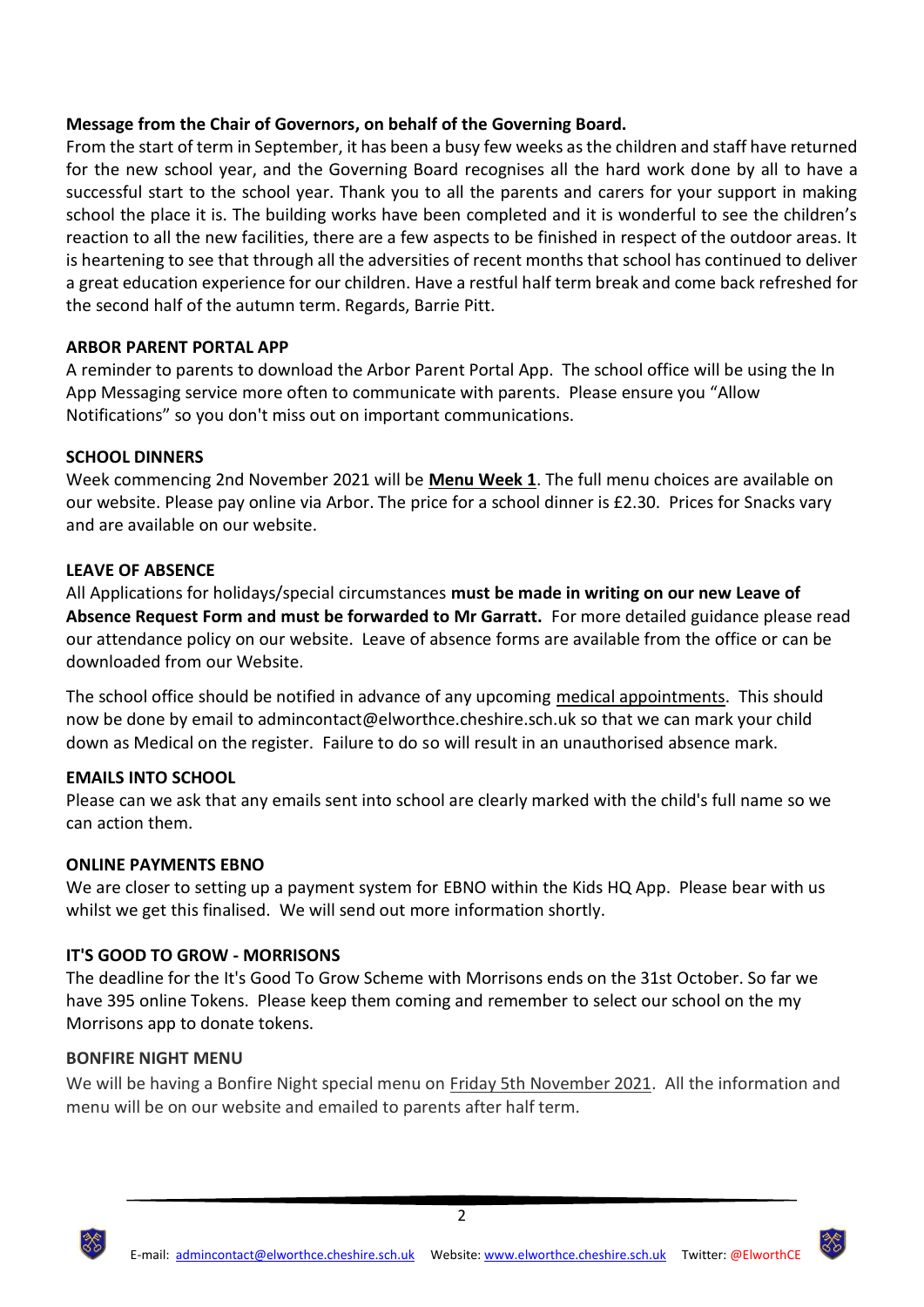**Message from the Chair of Governors, on behalf of the Governing Board.**
From the start of term in September, it has been a busy few weeks as the children and staff have returned for the new school year, and the Governing Board recognises all the hard work done by all to have a successful start to the school year. Thank you to all the parents and carers for your support in making school the place it is. The building works have been completed and it is wonderful to see the children's reaction to all the new facilities, there are a few aspects to be finished in respect of the outdoor areas. It is heartening to see that through all the adversities of recent months that school has continued to deliver a great education experience for our children. Have a restful half term break and come back refreshed for the second half of the autumn term. Regards, Barrie Pitt.

**ARBOR PARENT PORTAL APP**
A reminder to parents to download the Arbor Parent Portal App. The school office will be using the In App Messaging service more often to communicate with parents. Please ensure you "Allow Notifications" so you don't miss out on important communications.

**SCHOOL DINNERS**
Week commencing 2nd November 2021 will be **Menu Week 1**. The full menu choices are available on our website. Please pay online via Arbor. The price for a school dinner is £2.30. Prices for Snacks vary and are available on our website.

**LEAVE OF ABSENCE**
All Applications for holidays/special circumstances **must be made in writing on our new Leave of Absence Request Form and must be forwarded to Mr Garratt.** For more detailed guidance please read our attendance policy on our website. Leave of absence forms are available from the office or can be downloaded from our Website.

The school office should be notified in advance of any upcoming medical appointments. This should now be done by email to admincontact@elworthce.cheshire.sch.uk so that we can mark your child down as Medical on the register. Failure to do so will result in an unauthorised absence mark.

**EMAILS INTO SCHOOL**
Please can we ask that any emails sent into school are clearly marked with the child's full name so we can action them.

**ONLINE PAYMENTS EBNO**
We are closer to setting up a payment system for EBNO within the Kids HQ App. Please bear with us whilst we get this finalised. We will send out more information shortly.

**IT'S GOOD TO GROW - MORRISONS**
The deadline for the It's Good To Grow Scheme with Morrisons ends on the 31st October. So far we have 395 online Tokens. Please keep them coming and remember to select our school on the my Morrisons app to donate tokens.

**BONFIRE NIGHT MENU**
We will be having a Bonfire Night special menu on Friday 5th November 2021. All the information and menu will be on our website and emailed to parents after half term.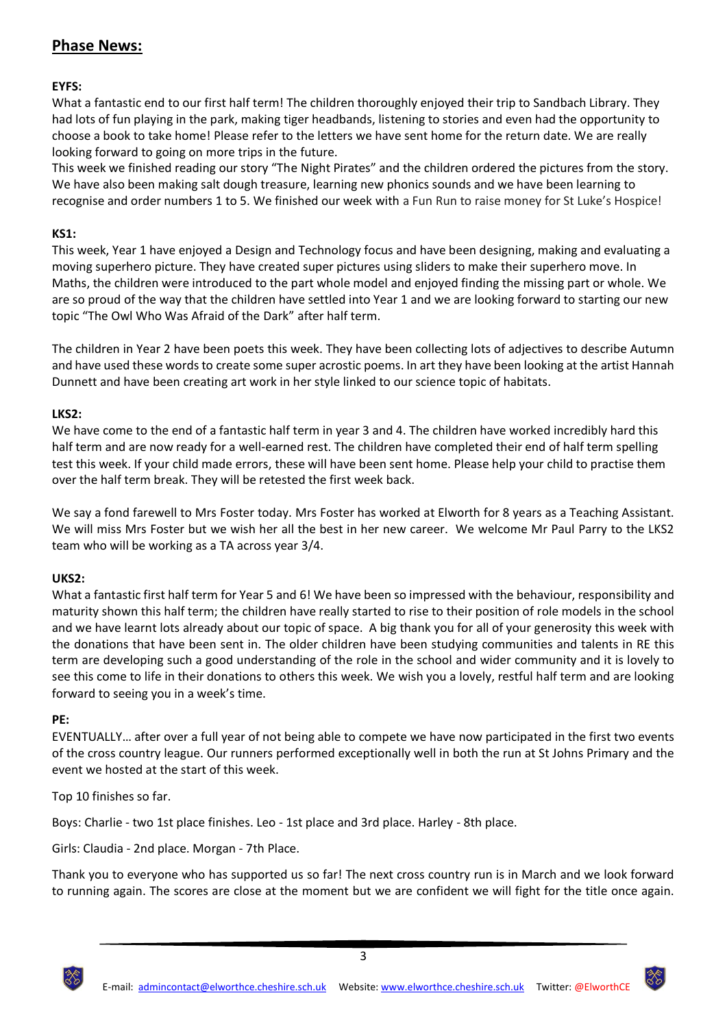## Phase News:

**EYFS:**

What a fantastic end to our first half term! The children thoroughly enjoyed their trip to Sandbach Library. They had lots of fun playing in the park, making tiger headbands, listening to stories and even had the opportunity to choose a book to take home! Please refer to the letters we have sent home for the return date. We are really looking forward to going on more trips in the future.

This week we finished reading our story "The Night Pirates" and the children ordered the pictures from the story. We have also been making salt dough treasure, learning new phonics sounds and we have been learning to recognise and order numbers 1 to 5. We finished our week with a Fun Run to raise money for St Luke's Hospice!

**KS1:**

This week, Year 1 have enjoyed a Design and Technology focus and have been designing, making and evaluating a moving superhero picture. They have created super pictures using sliders to make their superhero move. In Maths, the children were introduced to the part whole model and enjoyed finding the missing part or whole. We are so proud of the way that the children have settled into Year 1 and we are looking forward to starting our new topic "The Owl Who Was Afraid of the Dark" after half term.

The children in Year 2 have been poets this week. They have been collecting lots of adjectives to describe Autumn and have used these words to create some super acrostic poems. In art they have been looking at the artist Hannah Dunnett and have been creating art work in her style linked to our science topic of habitats.

**LKS2:**

We have come to the end of a fantastic half term in year 3 and 4. The children have worked incredibly hard this half term and are now ready for a well-earned rest. The children have completed their end of half term spelling test this week. If your child made errors, these will have been sent home. Please help your child to practise them over the half term break. They will be retested the first week back.

We say a fond farewell to Mrs Foster today. Mrs Foster has worked at Elworth for 8 years as a Teaching Assistant. We will miss Mrs Foster but we wish her all the best in her new career. We welcome Mr Paul Parry to the LKS2 team who will be working as a TA across year 3/4.

**UKS2:**

What a fantastic first half term for Year 5 and 6! We have been so impressed with the behaviour, responsibility and maturity shown this half term; the children have really started to rise to their position of role models in the school and we have learnt lots already about our topic of space. A big thank you for all of your generosity this week with the donations that have been sent in. The older children have been studying communities and talents in RE this term are developing such a good understanding of the role in the school and wider community and it is lovely to see this come to life in their donations to others this week. We wish you a lovely, restful half term and are looking forward to seeing you in a week's time.

**PE:**

EVENTUALLY… after over a full year of not being able to compete we have now participated in the first two events of the cross country league. Our runners performed exceptionally well in both the run at St Johns Primary and the event we hosted at the start of this week.

Top 10 finishes so far.

Boys: Charlie - two 1st place finishes. Leo - 1st place and 3rd place. Harley - 8th place.

Girls: Claudia - 2nd place. Morgan - 7th Place.

Thank you to everyone who has supported us so far! The next cross country run is in March and we look forward to running again. The scores are close at the moment but we are confident we will fight for the title once again.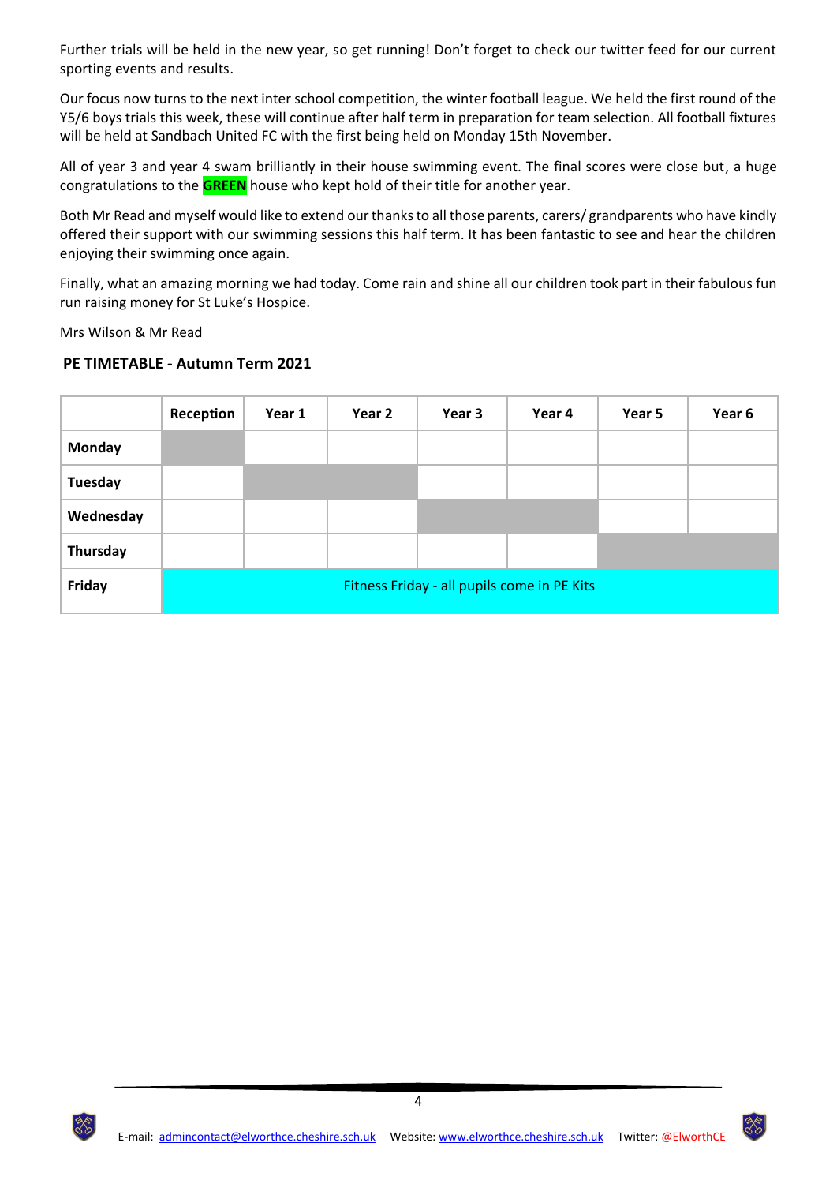Further trials will be held in the new year, so get running! Don't forget to check our twitter feed for our current sporting events and results.

Our focus now turns to the next inter school competition, the winter football league. We held the first round of the Y5/6 boys trials this week, these will continue after half term in preparation for team selection. All football fixtures will be held at Sandbach United FC with the first being held on Monday 15th November.

All of year 3 and year 4 swam brilliantly in their house swimming event. The final scores were close but, a huge congratulations to the **GREEN** house who kept hold of their title for another year.

Both Mr Read and myself would like to extend our thanks to all those parents, carers/ grandparents who have kindly offered their support with our swimming sessions this half term. It has been fantastic to see and hear the children enjoying their swimming once again.

Finally, what an amazing morning we had today. Come rain and shine all our children took part in their fabulous fun run raising money for St Luke's Hospice.

Mrs Wilson & Mr Read

**PE TIMETABLE - Autumn Term 2021**

| | Reception | Year 1 | Year 2 | Year 3 | Year 4 | Year 5 | Year 6 |
|---|---|---|---|---|---|---|---|
| **Monday** | | | | | | | |
| **Tuesday** | | | | | | | |
| **Wednesday** | | | | | | | |
| **Thursday** | | | | | | | |
| **Friday** | Fitness Friday - all pupils come in PE Kits | | | | | | |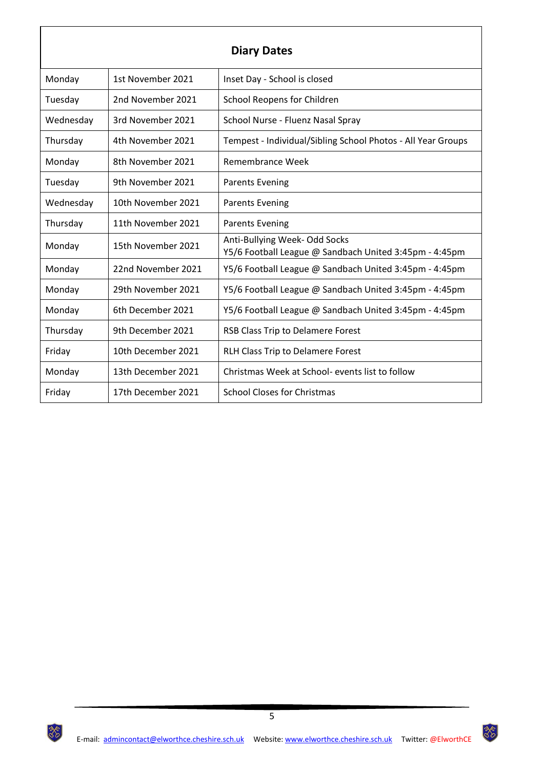## Diary Dates

| | | |
|---|---|---|
| Monday | 1st November 2021 | Inset Day - School is closed |
| Tuesday | 2nd November 2021 | School Reopens for Children |
| Wednesday | 3rd November 2021 | School Nurse - Fluenz Nasal Spray |
| Thursday | 4th November 2021 | Tempest - Individual/Sibling School Photos - All Year Groups |
| Monday | 8th November 2021 | Remembrance Week |
| Tuesday | 9th November 2021 | Parents Evening |
| Wednesday | 10th November 2021 | Parents Evening |
| Thursday | 11th November 2021 | Parents Evening |
| Monday | 15th November 2021 | Anti-Bullying Week- Odd Socks<br>Y5/6 Football League @ Sandbach United 3:45pm - 4:45pm |
| Monday | 22nd November 2021 | Y5/6 Football League @ Sandbach United 3:45pm - 4:45pm |
| Monday | 29th November 2021 | Y5/6 Football League @ Sandbach United 3:45pm - 4:45pm |
| Monday | 6th December 2021 | Y5/6 Football League @ Sandbach United 3:45pm - 4:45pm |
| Thursday | 9th December 2021 | RSB Class Trip to Delamere Forest |
| Friday | 10th December 2021 | RLH Class Trip to Delamere Forest |
| Monday | 13th December 2021 | Christmas Week at School- events list to follow |
| Friday | 17th December 2021 | School Closes for Christmas |